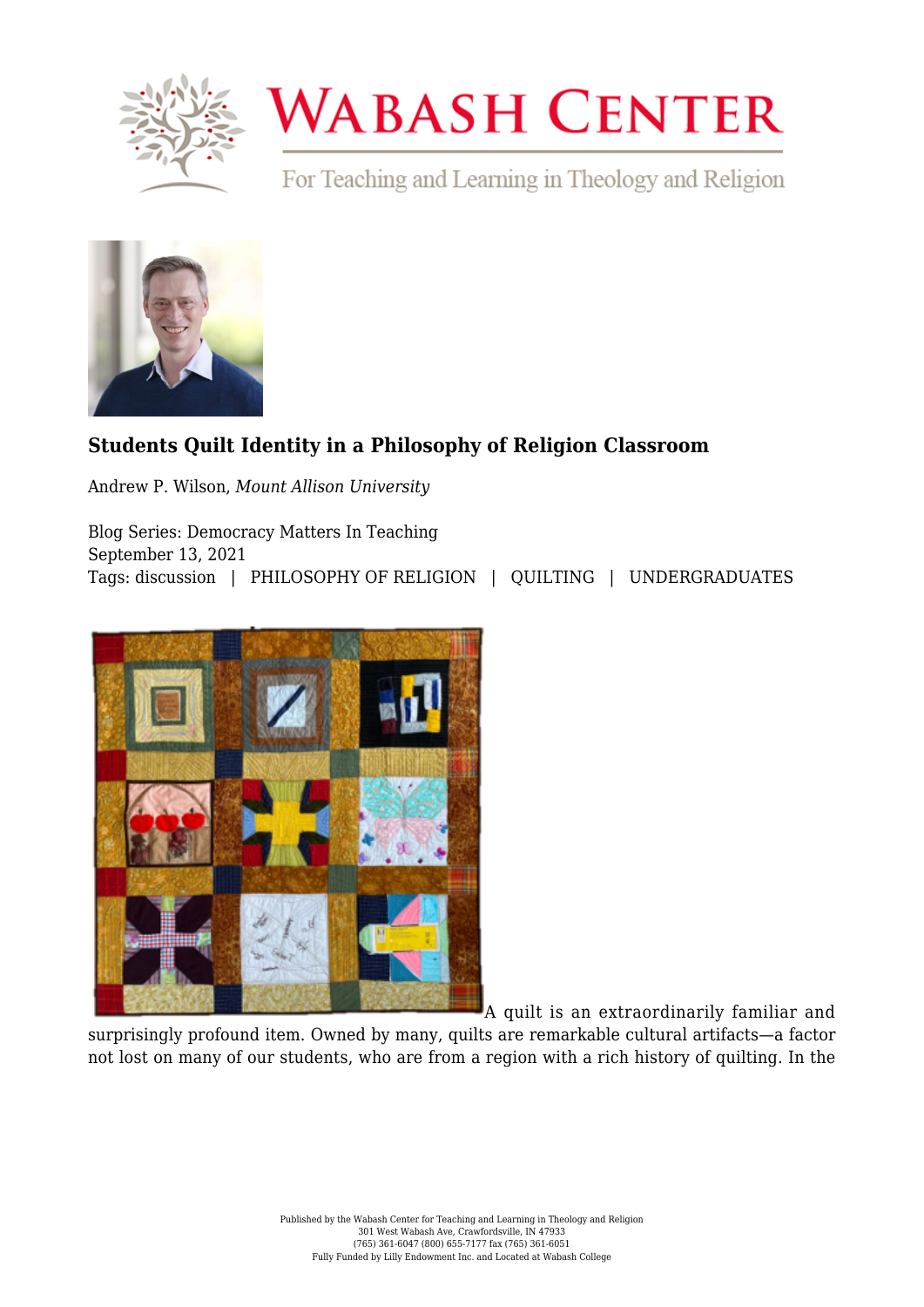# Students Quilt Identity in a Philosophy of Religion Classroom

Andrew P. Wilson, *Mount Allison University*

Blog Series: Democracy Matters In Teaching
September 13, 2021
Tags: discussion | PHILOSOPHY OF RELIGION | QUILTING | UNDERGRADUATES

A quilt is an extraordinarily familiar and surprisingly profound item. Owned by many, quilts are remarkable cultural artifacts—a factor not lost on many of our students, who are from a region with a rich history of quilting. In the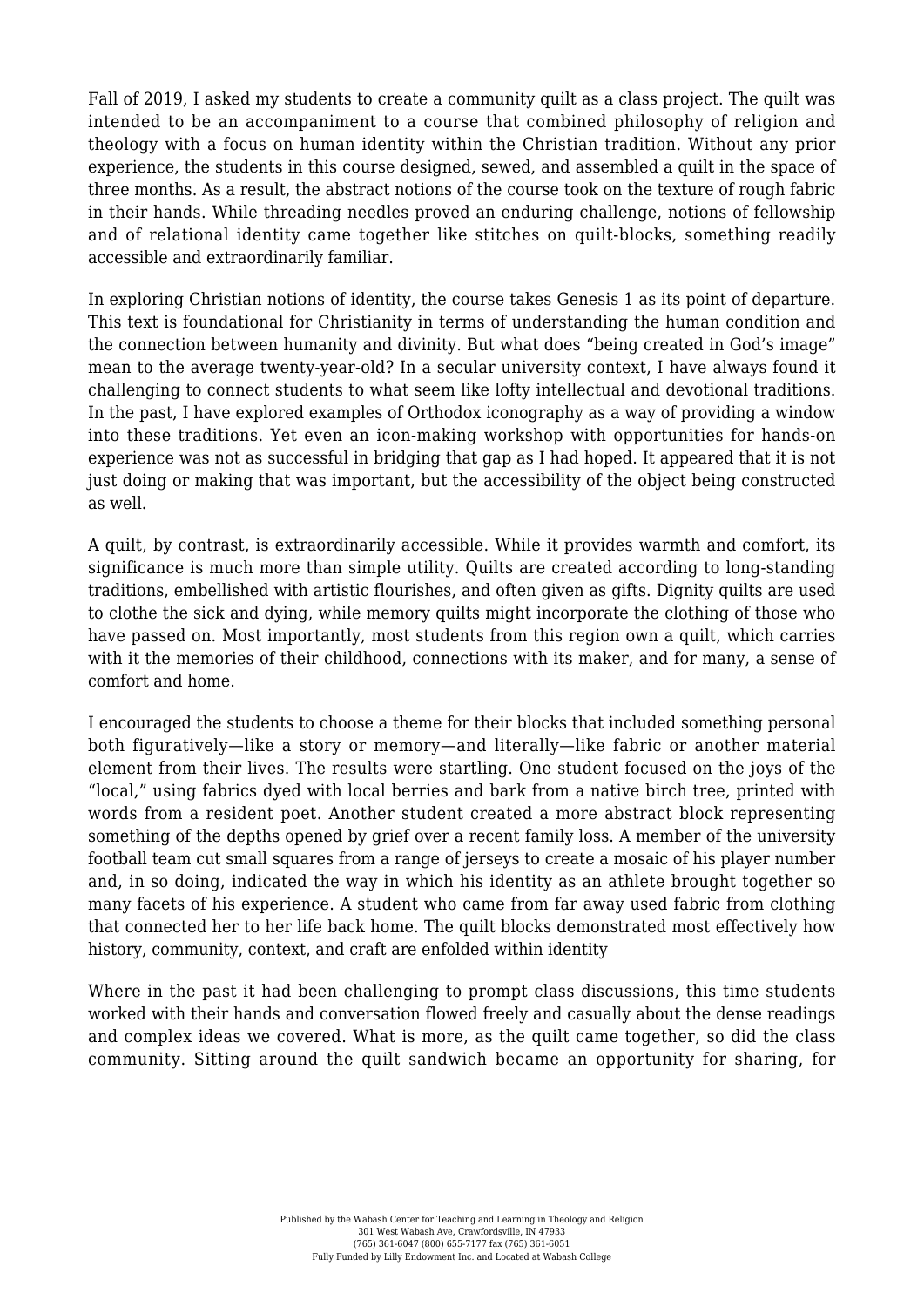Fall of 2019, I asked my students to create a community quilt as a class project. The quilt was intended to be an accompaniment to a course that combined philosophy of religion and theology with a focus on human identity within the Christian tradition. Without any prior experience, the students in this course designed, sewed, and assembled a quilt in the space of three months. As a result, the abstract notions of the course took on the texture of rough fabric in their hands. While threading needles proved an enduring challenge, notions of fellowship and of relational identity came together like stitches on quilt-blocks, something readily accessible and extraordinarily familiar.

In exploring Christian notions of identity, the course takes Genesis 1 as its point of departure. This text is foundational for Christianity in terms of understanding the human condition and the connection between humanity and divinity. But what does "being created in God's image" mean to the average twenty-year-old? In a secular university context, I have always found it challenging to connect students to what seem like lofty intellectual and devotional traditions. In the past, I have explored examples of Orthodox iconography as a way of providing a window into these traditions. Yet even an icon-making workshop with opportunities for hands-on experience was not as successful in bridging that gap as I had hoped. It appeared that it is not just doing or making that was important, but the accessibility of the object being constructed as well.

A quilt, by contrast, is extraordinarily accessible. While it provides warmth and comfort, its significance is much more than simple utility. Quilts are created according to long-standing traditions, embellished with artistic flourishes, and often given as gifts. Dignity quilts are used to clothe the sick and dying, while memory quilts might incorporate the clothing of those who have passed on. Most importantly, most students from this region own a quilt, which carries with it the memories of their childhood, connections with its maker, and for many, a sense of comfort and home.

I encouraged the students to choose a theme for their blocks that included something personal both figuratively—like a story or memory—and literally—like fabric or another material element from their lives. The results were startling. One student focused on the joys of the "local," using fabrics dyed with local berries and bark from a native birch tree, printed with words from a resident poet. Another student created a more abstract block representing something of the depths opened by grief over a recent family loss. A member of the university football team cut small squares from a range of jerseys to create a mosaic of his player number and, in so doing, indicated the way in which his identity as an athlete brought together so many facets of his experience. A student who came from far away used fabric from clothing that connected her to her life back home. The quilt blocks demonstrated most effectively how history, community, context, and craft are enfolded within identity

Where in the past it had been challenging to prompt class discussions, this time students worked with their hands and conversation flowed freely and casually about the dense readings and complex ideas we covered. What is more, as the quilt came together, so did the class community. Sitting around the quilt sandwich became an opportunity for sharing, for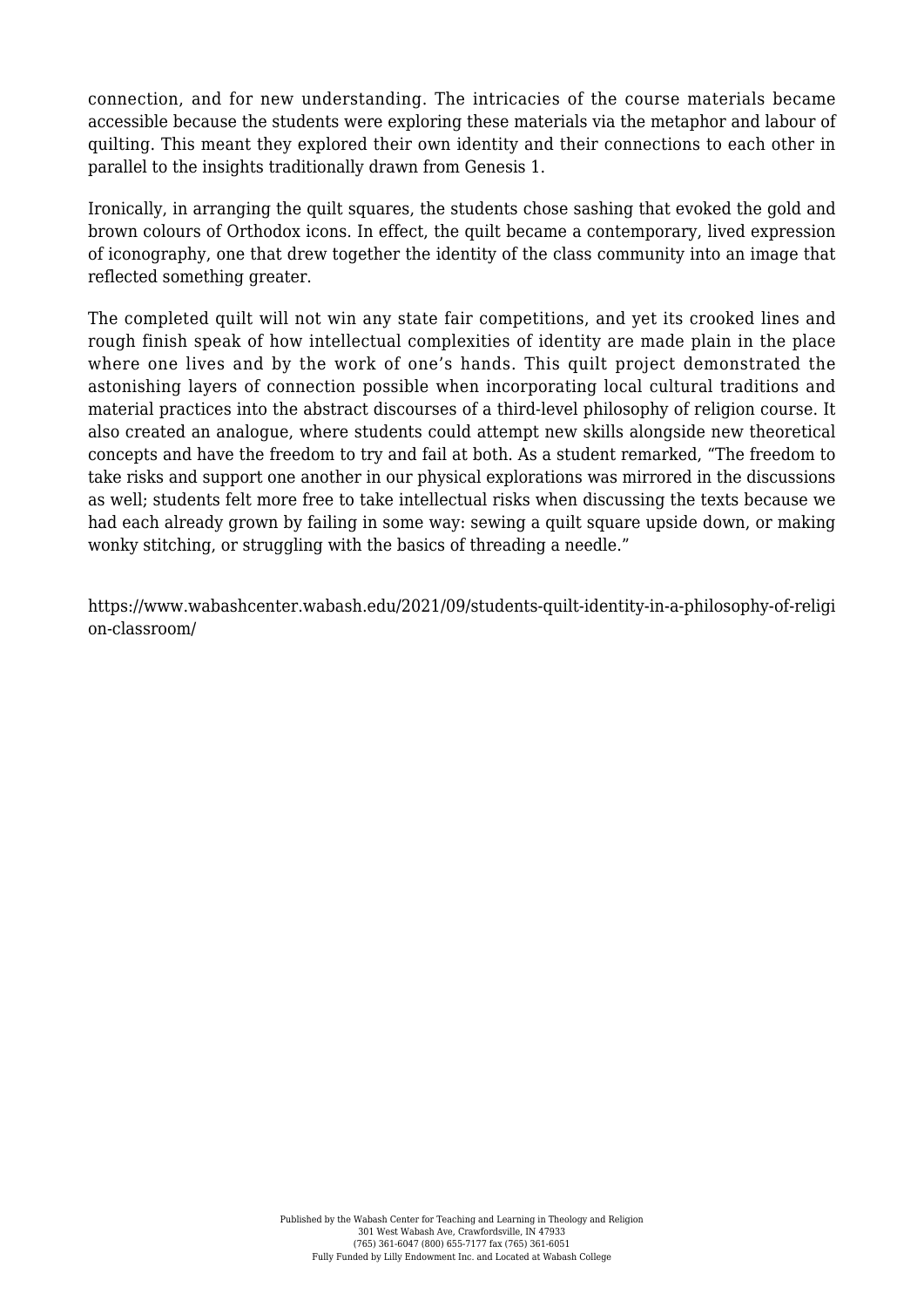connection, and for new understanding. The intricacies of the course materials became accessible because the students were exploring these materials via the metaphor and labour of quilting. This meant they explored their own identity and their connections to each other in parallel to the insights traditionally drawn from Genesis 1.

Ironically, in arranging the quilt squares, the students chose sashing that evoked the gold and brown colours of Orthodox icons. In effect, the quilt became a contemporary, lived expression of iconography, one that drew together the identity of the class community into an image that reflected something greater.

The completed quilt will not win any state fair competitions, and yet its crooked lines and rough finish speak of how intellectual complexities of identity are made plain in the place where one lives and by the work of one's hands. This quilt project demonstrated the astonishing layers of connection possible when incorporating local cultural traditions and material practices into the abstract discourses of a third-level philosophy of religion course. It also created an analogue, where students could attempt new skills alongside new theoretical concepts and have the freedom to try and fail at both. As a student remarked, "The freedom to take risks and support one another in our physical explorations was mirrored in the discussions as well; students felt more free to take intellectual risks when discussing the texts because we had each already grown by failing in some way: sewing a quilt square upside down, or making wonky stitching, or struggling with the basics of threading a needle."

https://www.wabashcenter.wabash.edu/2021/09/students-quilt-identity-in-a-philosophy-of-religion-classroom/